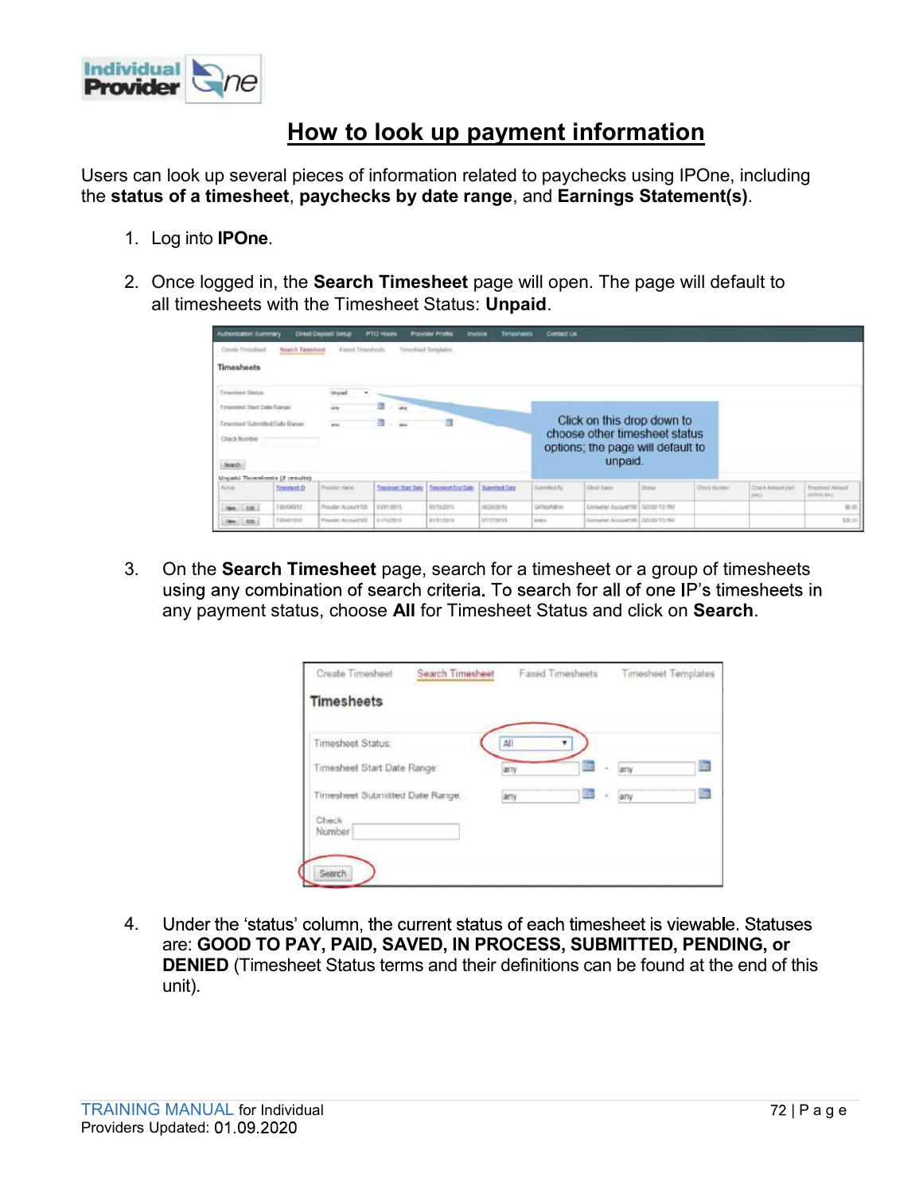# How to look up payment information

Users can look up several pieces of information related to paychecks using IPOne, including the **status of a timesheet**, **paychecks by date range**, and **Earnings Statement(s)**.

1. Log into **IPOne**.

2. Once logged in, the **Search Timesheet** page will open. The page will default to all timesheets with the Timesheet Status: **Unpaid**.

3. On the **Search Timesheet** page, search for a timesheet or a group of timesheets using any combination of search criteria. To search for all of one IP's timesheets in any payment status, choose **All** for Timesheet Status and click on **Search**.

4. Under the 'status' column, the current status of each timesheet is viewable. Statuses are: **GOOD TO PAY, PAID, SAVED, IN PROCESS, SUBMITTED, PENDING, or DENIED** (Timesheet Status terms and their definitions can be found at the end of this unit).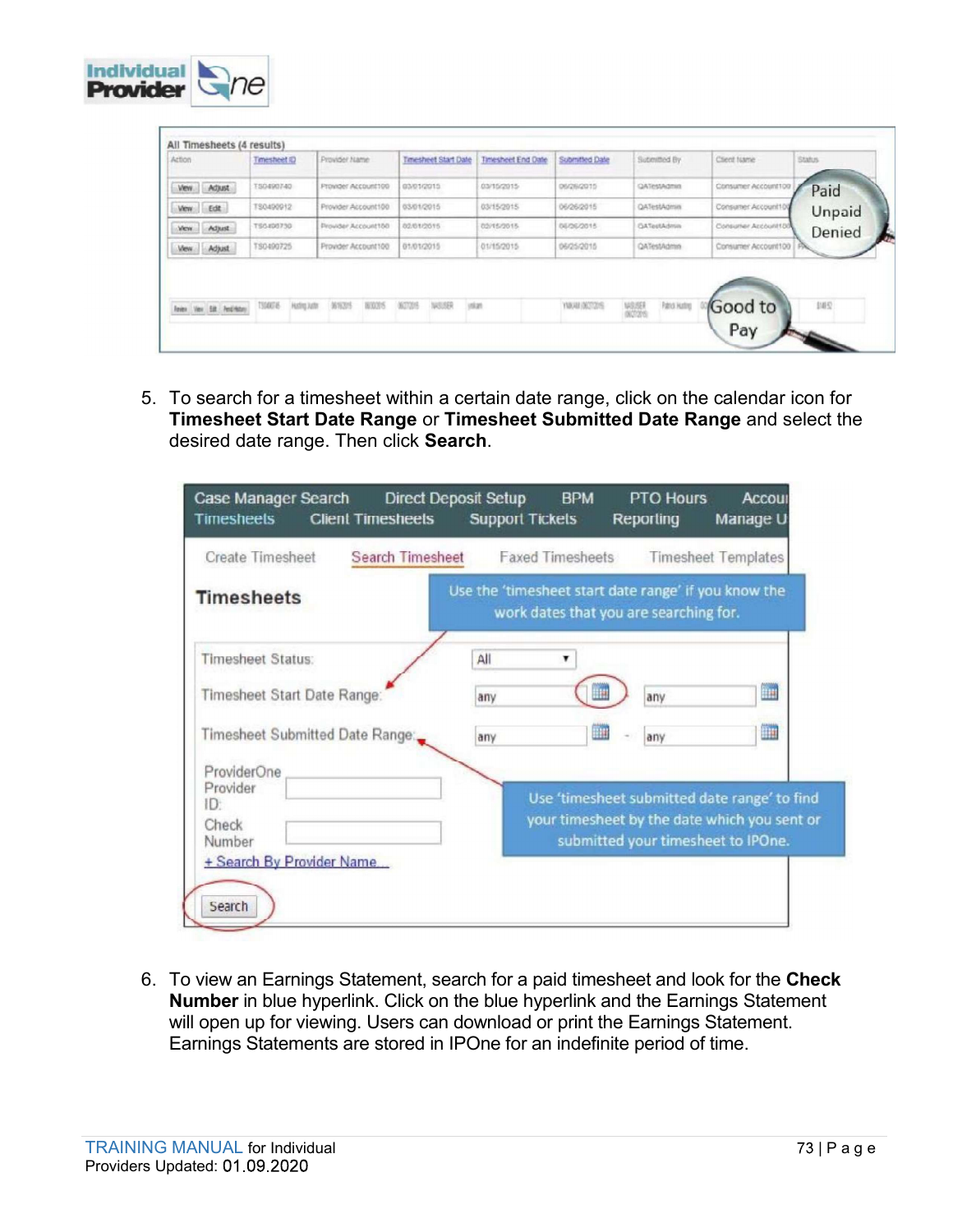5. To search for a timesheet within a certain date range, click on the calendar icon for **Timesheet Start Date Range** or **Timesheet Submitted Date Range** and select the desired date range. Then click **Search**.

6. To view an Earnings Statement, search for a paid timesheet and look for the **Check Number** in blue hyperlink. Click on the blue hyperlink and the Earnings Statement will open up for viewing. Users can download or print the Earnings Statement. Earnings Statements are stored in IPOne for an indefinite period of time.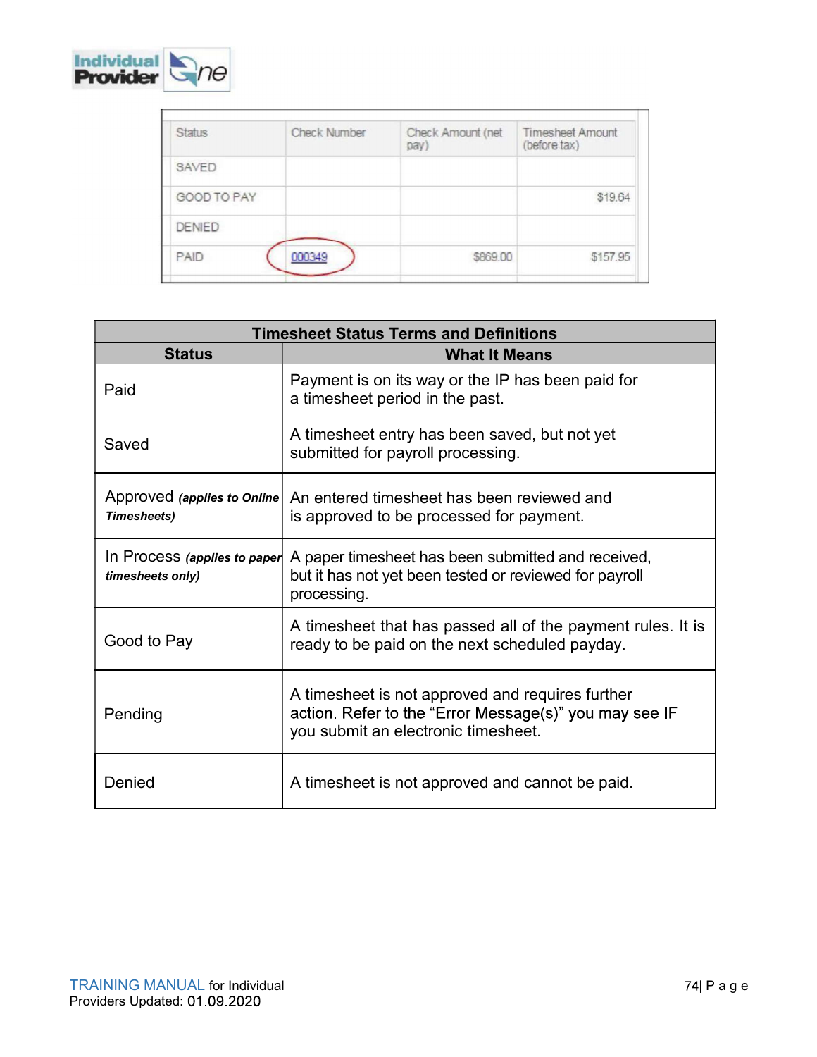| Status | Check Number | Check Amount (net pay) | Timesheet Amount (before tax) |
|---|---|---|---|
| SAVED | | | |
| GOOD TO PAY | | | $19.64 |
| DENIED | | | |
| PAID | 000349 | $869.00 | $157.95 |

| Timesheet Status Terms and Definitions | |
|---|---|
| **Status** | **What It Means** |
| Paid | Payment is on its way or the IP has been paid for a timesheet period in the past. |
| Saved | A timesheet entry has been saved, but not yet submitted for payroll processing. |
| Approved ***(applies to Online Timesheets)*** | An entered timesheet has been reviewed and is approved to be processed for payment. |
| In Process ***(applies to paper timesheets only)*** | A paper timesheet has been submitted and received, but it has not yet been tested or reviewed for payroll processing. |
| Good to Pay | A timesheet that has passed all of the payment rules. It is ready to be paid on the next scheduled payday. |
| Pending | A timesheet is not approved and requires further action. Refer to the "Error Message(s)" you may see IF you submit an electronic timesheet. |
| Denied | A timesheet is not approved and cannot be paid. |